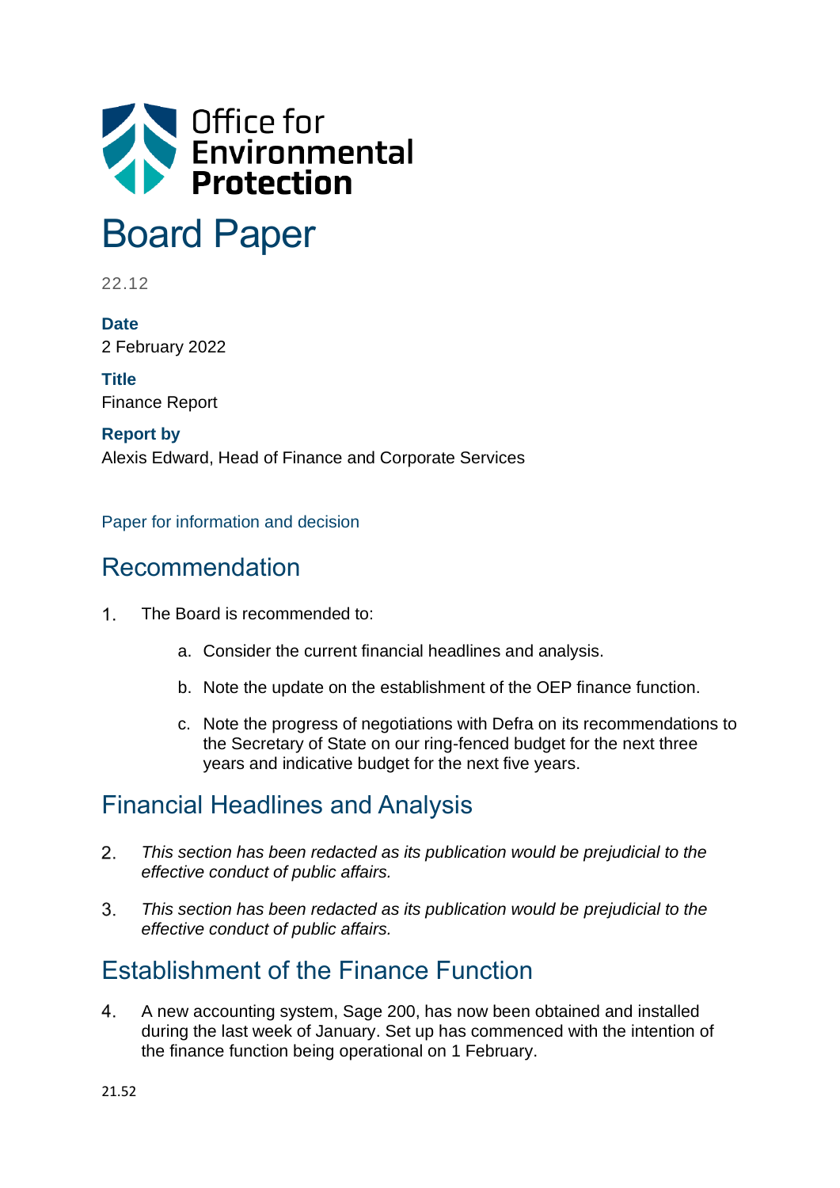Office for Environmental Protection

# Board Paper

22.12

**Date**
2 February 2022

**Title**
Finance Report

**Report by**
Alexis Edward, Head of Finance and Corporate Services

Paper for information and decision

## Recommendation

1. The Board is recommended to:

   a. Consider the current financial headlines and analysis.

   b. Note the update on the establishment of the OEP finance function.

   c. Note the progress of negotiations with Defra on its recommendations to the Secretary of State on our ring-fenced budget for the next three years and indicative budget for the next five years.

## Financial Headlines and Analysis

2. *This section has been redacted as its publication would be prejudicial to the effective conduct of public affairs.*

3. *This section has been redacted as its publication would be prejudicial to the effective conduct of public affairs.*

## Establishment of the Finance Function

4. A new accounting system, Sage 200, has now been obtained and installed during the last week of January. Set up has commenced with the intention of the finance function being operational on 1 February.

21.52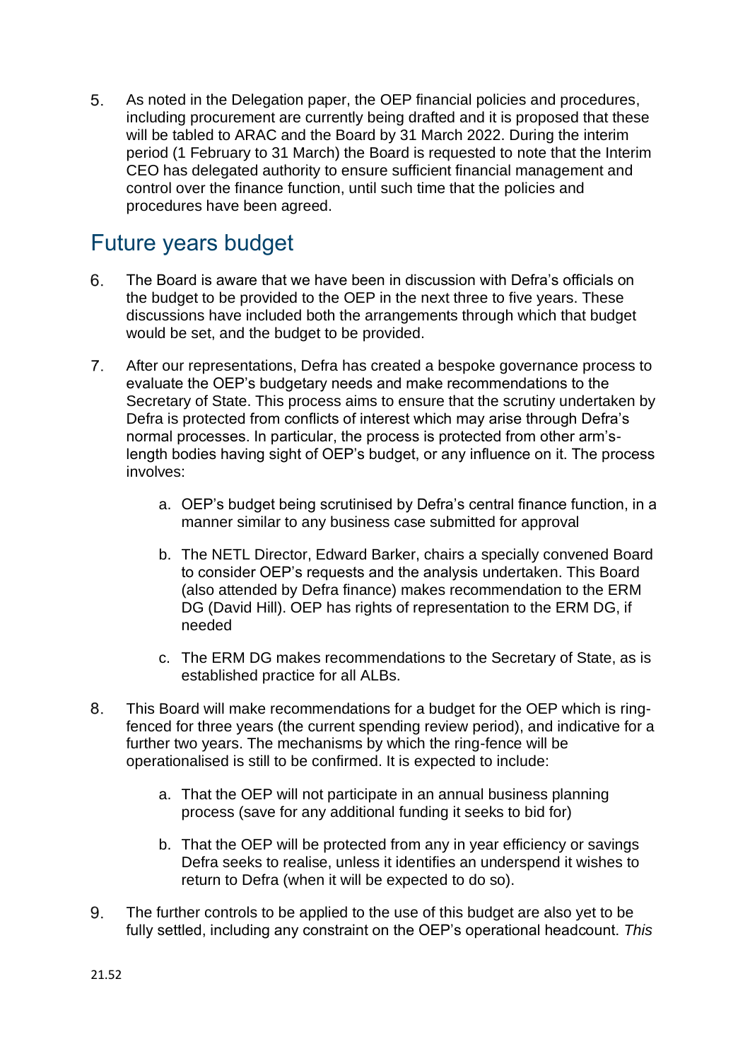5. As noted in the Delegation paper, the OEP financial policies and procedures, including procurement are currently being drafted and it is proposed that these will be tabled to ARAC and the Board by 31 March 2022. During the interim period (1 February to 31 March) the Board is requested to note that the Interim CEO has delegated authority to ensure sufficient financial management and control over the finance function, until such time that the policies and procedures have been agreed.

## Future years budget

6. The Board is aware that we have been in discussion with Defra's officials on the budget to be provided to the OEP in the next three to five years. These discussions have included both the arrangements through which that budget would be set, and the budget to be provided.

7. After our representations, Defra has created a bespoke governance process to evaluate the OEP's budgetary needs and make recommendations to the Secretary of State. This process aims to ensure that the scrutiny undertaken by Defra is protected from conflicts of interest which may arise through Defra's normal processes. In particular, the process is protected from other arm's-length bodies having sight of OEP's budget, or any influence on it. The process involves:

    a. OEP's budget being scrutinised by Defra's central finance function, in a manner similar to any business case submitted for approval

    b. The NETL Director, Edward Barker, chairs a specially convened Board to consider OEP's requests and the analysis undertaken. This Board (also attended by Defra finance) makes recommendation to the ERM DG (David Hill). OEP has rights of representation to the ERM DG, if needed

    c. The ERM DG makes recommendations to the Secretary of State, as is established practice for all ALBs.

8. This Board will make recommendations for a budget for the OEP which is ring-fenced for three years (the current spending review period), and indicative for a further two years. The mechanisms by which the ring-fence will be operationalised is still to be confirmed. It is expected to include:

    a. That the OEP will not participate in an annual business planning process (save for any additional funding it seeks to bid for)

    b. That the OEP will be protected from any in year efficiency or savings Defra seeks to realise, unless it identifies an underspend it wishes to return to Defra (when it will be expected to do so).

9. The further controls to be applied to the use of this budget are also yet to be fully settled, including any constraint on the OEP's operational headcount. *This*

21.52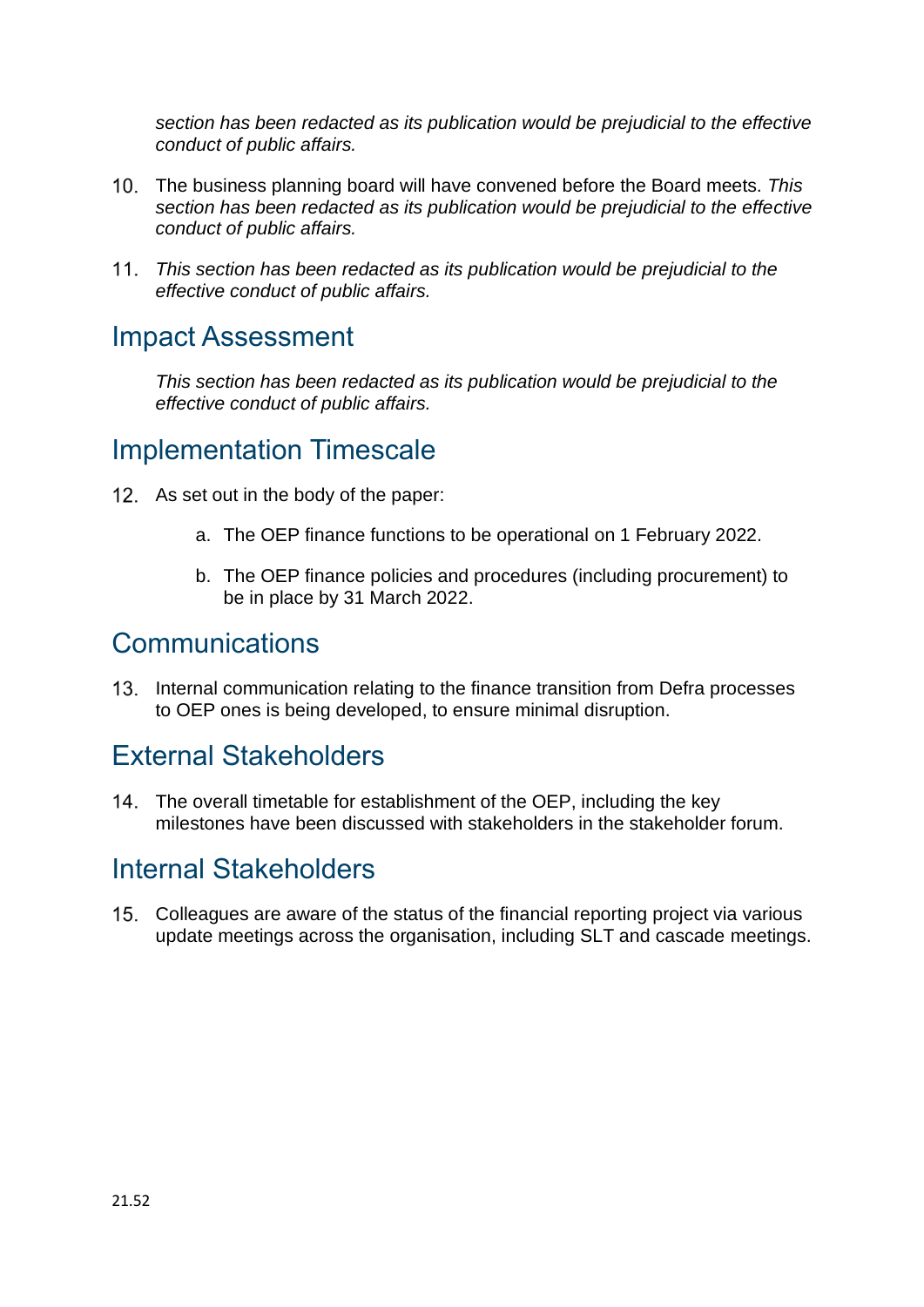*section has been redacted as its publication would be prejudicial to the effective conduct of public affairs.*

10. The business planning board will have convened before the Board meets. *This section has been redacted as its publication would be prejudicial to the effective conduct of public affairs.*

11. *This section has been redacted as its publication would be prejudicial to the effective conduct of public affairs.*

## Impact Assessment

*This section has been redacted as its publication would be prejudicial to the effective conduct of public affairs.*

## Implementation Timescale

12. As set out in the body of the paper:

    a. The OEP finance functions to be operational on 1 February 2022.

    b. The OEP finance policies and procedures (including procurement) to be in place by 31 March 2022.

## Communications

13. Internal communication relating to the finance transition from Defra processes to OEP ones is being developed, to ensure minimal disruption.

## External Stakeholders

14. The overall timetable for establishment of the OEP, including the key milestones have been discussed with stakeholders in the stakeholder forum.

## Internal Stakeholders

15. Colleagues are aware of the status of the financial reporting project via various update meetings across the organisation, including SLT and cascade meetings.

21.52